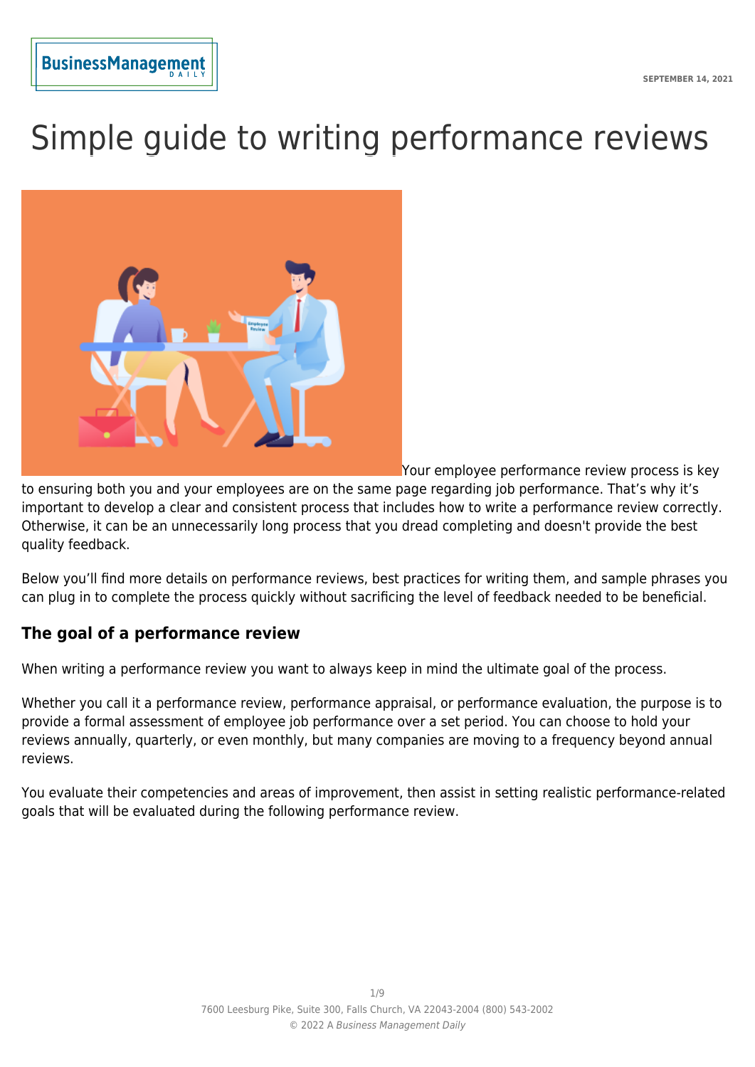# Simple guide to writing performance reviews

SEPTEMBER 14, 2021

Your employee performance review process is key to ensuring both you and your employees are on the same page regarding job performance. That's why it's important to develop a clear and consistent process that includes how to write a performance review correctly. Otherwise, it can be an unnecessarily long process that you dread completing and doesn't provide the best quality feedback.

Below you'll find more details on performance reviews, best practices for writing them, and sample phrases you can plug in to complete the process quickly without sacrificing the level of feedback needed to be beneficial.

## The goal of a performance review

When writing a performance review you want to always keep in mind the ultimate goal of the process.

Whether you call it a performance review, performance appraisal, or performance evaluation, the purpose is to provide a formal assessment of employee job performance over a set period. You can choose to hold your reviews annually, quarterly, or even monthly, but many companies are moving to a frequency beyond annual reviews.

You evaluate their competencies and areas of improvement, then assist in setting realistic performance-related goals that will be evaluated during the following performance review.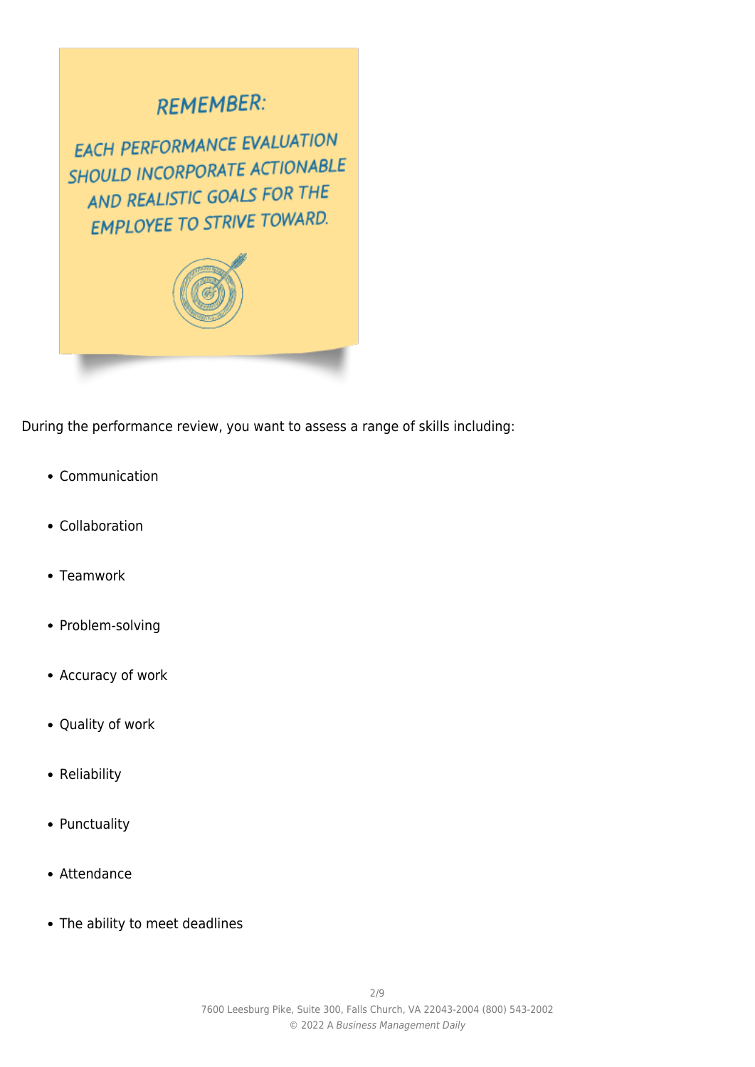**REMEMBER:**

**EACH PERFORMANCE EVALUATION SHOULD INCORPORATE ACTIONABLE AND REALISTIC GOALS FOR THE EMPLOYEE TO STRIVE TOWARD.**

During the performance review, you want to assess a range of skills including:

- Communication
- Collaboration
- Teamwork
- Problem-solving
- Accuracy of work
- Quality of work
- Reliability
- Punctuality
- Attendance
- The ability to meet deadlines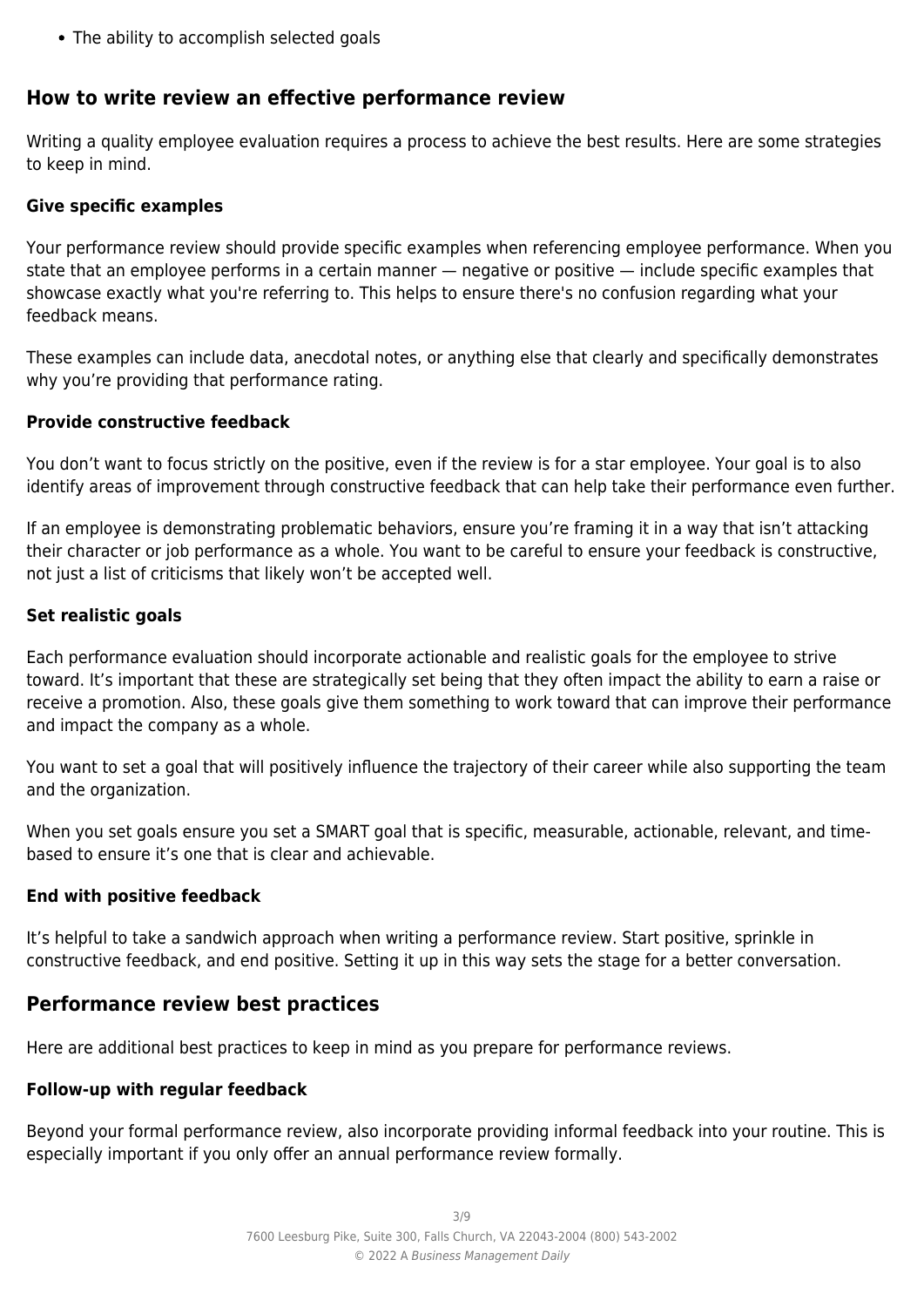- The ability to accomplish selected goals

## How to write review an effective performance review

Writing a quality employee evaluation requires a process to achieve the best results. Here are some strategies to keep in mind.

### Give specific examples

Your performance review should provide specific examples when referencing employee performance. When you state that an employee performs in a certain manner — negative or positive — include specific examples that showcase exactly what you're referring to. This helps to ensure there's no confusion regarding what your feedback means.

These examples can include data, anecdotal notes, or anything else that clearly and specifically demonstrates why you're providing that performance rating.

### Provide constructive feedback

You don't want to focus strictly on the positive, even if the review is for a star employee. Your goal is to also identify areas of improvement through constructive feedback that can help take their performance even further.

If an employee is demonstrating problematic behaviors, ensure you're framing it in a way that isn't attacking their character or job performance as a whole. You want to be careful to ensure your feedback is constructive, not just a list of criticisms that likely won't be accepted well.

### Set realistic goals

Each performance evaluation should incorporate actionable and realistic goals for the employee to strive toward. It's important that these are strategically set being that they often impact the ability to earn a raise or receive a promotion. Also, these goals give them something to work toward that can improve their performance and impact the company as a whole.

You want to set a goal that will positively influence the trajectory of their career while also supporting the team and the organization.

When you set goals ensure you set a SMART goal that is specific, measurable, actionable, relevant, and time-based to ensure it's one that is clear and achievable.

### End with positive feedback

It's helpful to take a sandwich approach when writing a performance review. Start positive, sprinkle in constructive feedback, and end positive. Setting it up in this way sets the stage for a better conversation.

## Performance review best practices

Here are additional best practices to keep in mind as you prepare for performance reviews.

### Follow-up with regular feedback

Beyond your formal performance review, also incorporate providing informal feedback into your routine. This is especially important if you only offer an annual performance review formally.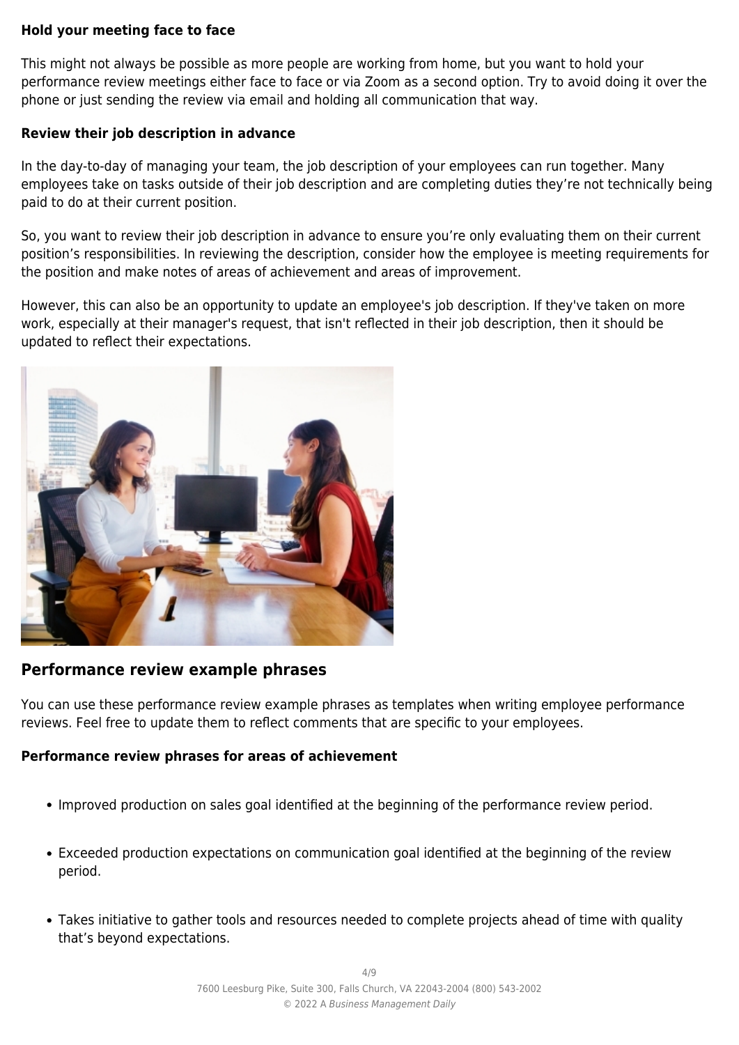**Hold your meeting face to face**

This might not always be possible as more people are working from home, but you want to hold your performance review meetings either face to face or via Zoom as a second option. Try to avoid doing it over the phone or just sending the review via email and holding all communication that way.

**Review their job description in advance**

In the day-to-day of managing your team, the job description of your employees can run together. Many employees take on tasks outside of their job description and are completing duties they're not technically being paid to do at their current position.

So, you want to review their job description in advance to ensure you're only evaluating them on their current position's responsibilities. In reviewing the description, consider how the employee is meeting requirements for the position and make notes of areas of achievement and areas of improvement.

However, this can also be an opportunity to update an employee's job description. If they've taken on more work, especially at their manager's request, that isn't reflected in their job description, then it should be updated to reflect their expectations.

## Performance review example phrases

You can use these performance review example phrases as templates when writing employee performance reviews. Feel free to update them to reflect comments that are specific to your employees.

**Performance review phrases for areas of achievement**

- Improved production on sales goal identified at the beginning of the performance review period.
- Exceeded production expectations on communication goal identified at the beginning of the review period.
- Takes initiative to gather tools and resources needed to complete projects ahead of time with quality that's beyond expectations.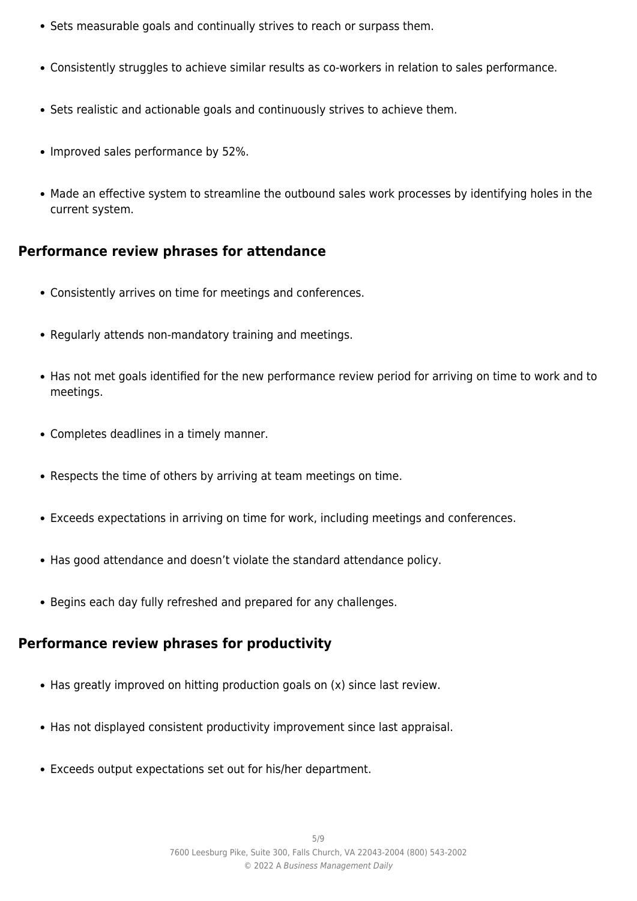- Sets measurable goals and continually strives to reach or surpass them.
- Consistently struggles to achieve similar results as co-workers in relation to sales performance.
- Sets realistic and actionable goals and continuously strives to achieve them.
- Improved sales performance by 52%.
- Made an effective system to streamline the outbound sales work processes by identifying holes in the current system.

## Performance review phrases for attendance

- Consistently arrives on time for meetings and conferences.
- Regularly attends non-mandatory training and meetings.
- Has not met goals identified for the new performance review period for arriving on time to work and to meetings.
- Completes deadlines in a timely manner.
- Respects the time of others by arriving at team meetings on time.
- Exceeds expectations in arriving on time for work, including meetings and conferences.
- Has good attendance and doesn't violate the standard attendance policy.
- Begins each day fully refreshed and prepared for any challenges.

## Performance review phrases for productivity

- Has greatly improved on hitting production goals on (x) since last review.
- Has not displayed consistent productivity improvement since last appraisal.
- Exceeds output expectations set out for his/her department.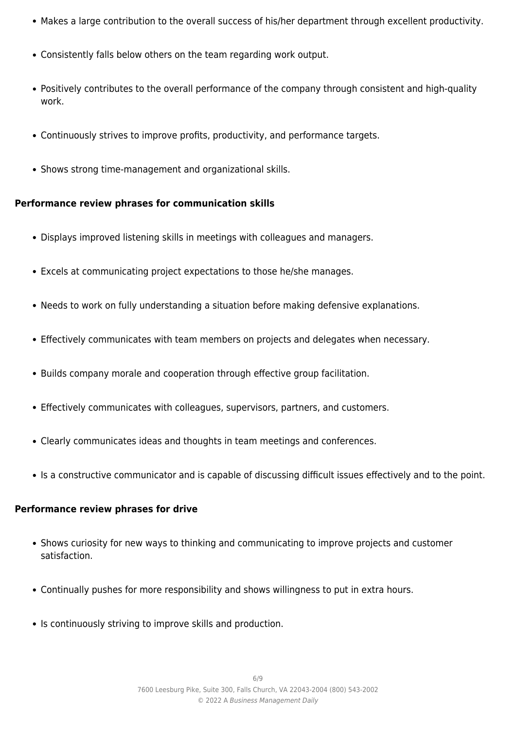- Makes a large contribution to the overall success of his/her department through excellent productivity.
- Consistently falls below others on the team regarding work output.
- Positively contributes to the overall performance of the company through consistent and high-quality work.
- Continuously strives to improve profits, productivity, and performance targets.
- Shows strong time-management and organizational skills.

**Performance review phrases for communication skills**

- Displays improved listening skills in meetings with colleagues and managers.
- Excels at communicating project expectations to those he/she manages.
- Needs to work on fully understanding a situation before making defensive explanations.
- Effectively communicates with team members on projects and delegates when necessary.
- Builds company morale and cooperation through effective group facilitation.
- Effectively communicates with colleagues, supervisors, partners, and customers.
- Clearly communicates ideas and thoughts in team meetings and conferences.
- Is a constructive communicator and is capable of discussing difficult issues effectively and to the point.

**Performance review phrases for drive**

- Shows curiosity for new ways to thinking and communicating to improve projects and customer satisfaction.
- Continually pushes for more responsibility and shows willingness to put in extra hours.
- Is continuously striving to improve skills and production.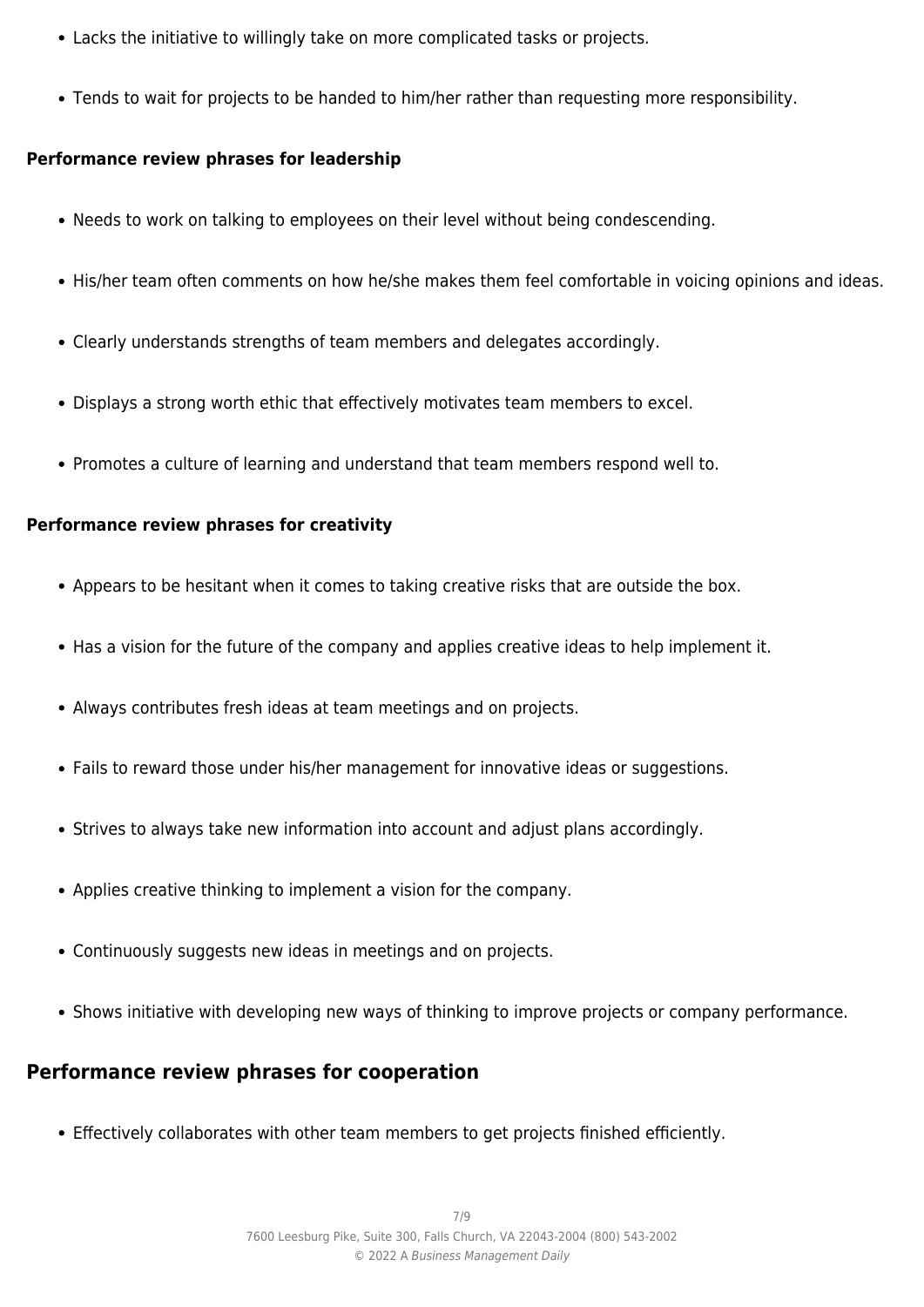- Lacks the initiative to willingly take on more complicated tasks or projects.
- Tends to wait for projects to be handed to him/her rather than requesting more responsibility.

**Performance review phrases for leadership**

- Needs to work on talking to employees on their level without being condescending.
- His/her team often comments on how he/she makes them feel comfortable in voicing opinions and ideas.
- Clearly understands strengths of team members and delegates accordingly.
- Displays a strong worth ethic that effectively motivates team members to excel.
- Promotes a culture of learning and understand that team members respond well to.

**Performance review phrases for creativity**

- Appears to be hesitant when it comes to taking creative risks that are outside the box.
- Has a vision for the future of the company and applies creative ideas to help implement it.
- Always contributes fresh ideas at team meetings and on projects.
- Fails to reward those under his/her management for innovative ideas or suggestions.
- Strives to always take new information into account and adjust plans accordingly.
- Applies creative thinking to implement a vision for the company.
- Continuously suggests new ideas in meetings and on projects.
- Shows initiative with developing new ways of thinking to improve projects or company performance.

## Performance review phrases for cooperation

- Effectively collaborates with other team members to get projects finished efficiently.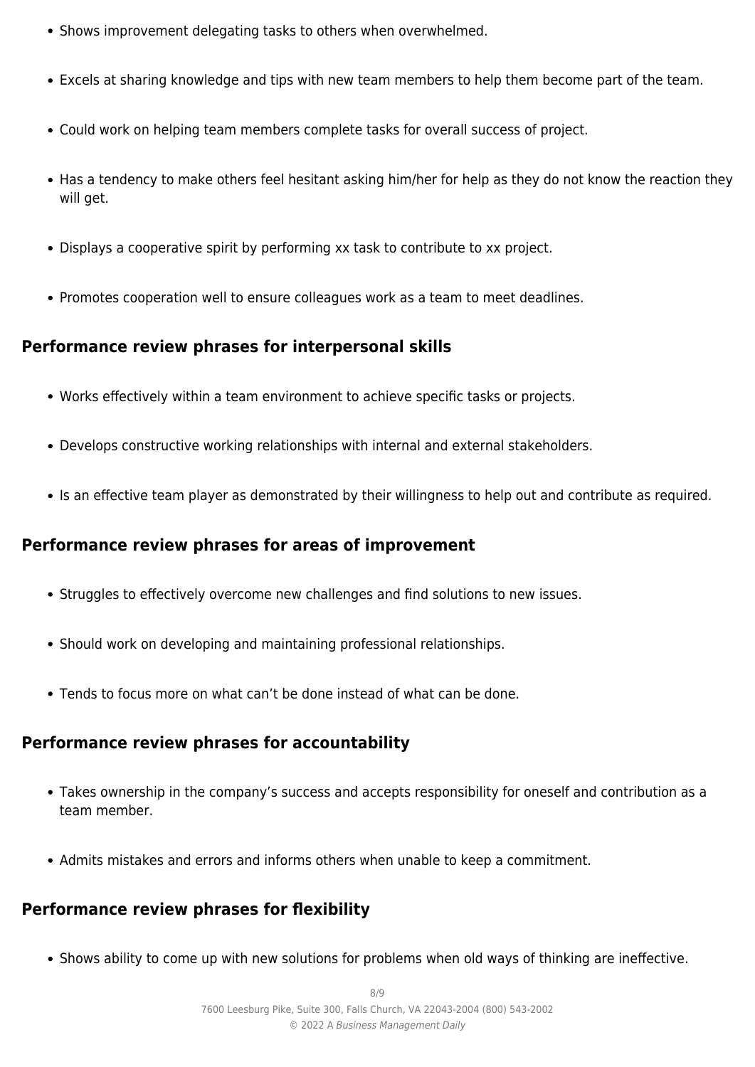- Shows improvement delegating tasks to others when overwhelmed.
- Excels at sharing knowledge and tips with new team members to help them become part of the team.
- Could work on helping team members complete tasks for overall success of project.
- Has a tendency to make others feel hesitant asking him/her for help as they do not know the reaction they will get.
- Displays a cooperative spirit by performing xx task to contribute to xx project.
- Promotes cooperation well to ensure colleagues work as a team to meet deadlines.

## Performance review phrases for interpersonal skills

- Works effectively within a team environment to achieve specific tasks or projects.
- Develops constructive working relationships with internal and external stakeholders.
- Is an effective team player as demonstrated by their willingness to help out and contribute as required.

## Performance review phrases for areas of improvement

- Struggles to effectively overcome new challenges and find solutions to new issues.
- Should work on developing and maintaining professional relationships.
- Tends to focus more on what can't be done instead of what can be done.

## Performance review phrases for accountability

- Takes ownership in the company's success and accepts responsibility for oneself and contribution as a team member.
- Admits mistakes and errors and informs others when unable to keep a commitment.

## Performance review phrases for flexibility

- Shows ability to come up with new solutions for problems when old ways of thinking are ineffective.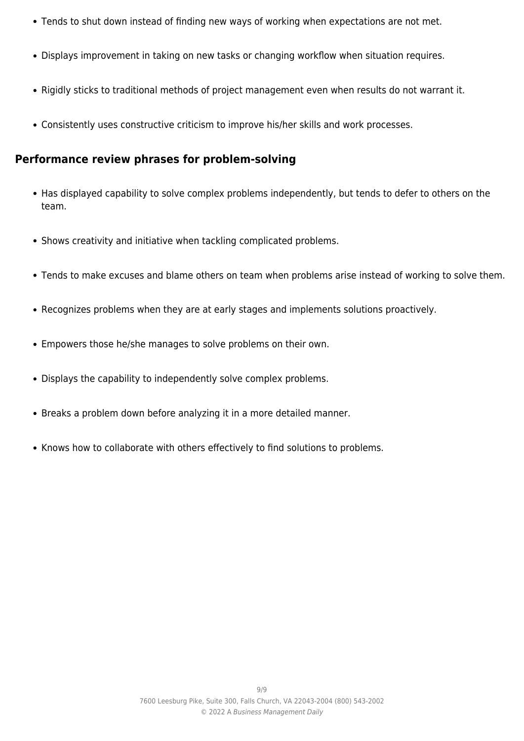- Tends to shut down instead of finding new ways of working when expectations are not met.
- Displays improvement in taking on new tasks or changing workflow when situation requires.
- Rigidly sticks to traditional methods of project management even when results do not warrant it.
- Consistently uses constructive criticism to improve his/her skills and work processes.

## Performance review phrases for problem-solving

- Has displayed capability to solve complex problems independently, but tends to defer to others on the team.
- Shows creativity and initiative when tackling complicated problems.
- Tends to make excuses and blame others on team when problems arise instead of working to solve them.
- Recognizes problems when they are at early stages and implements solutions proactively.
- Empowers those he/she manages to solve problems on their own.
- Displays the capability to independently solve complex problems.
- Breaks a problem down before analyzing it in a more detailed manner.
- Knows how to collaborate with others effectively to find solutions to problems.